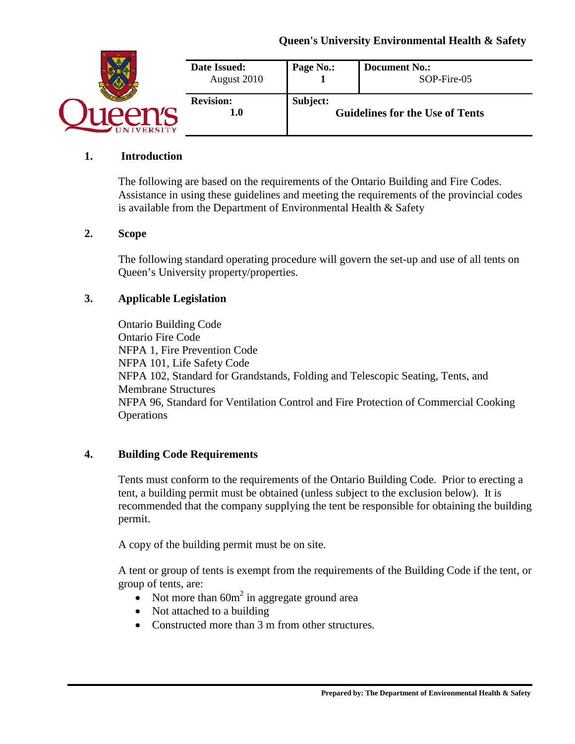**Queen's University Environmental Health & Safety**

| Date Issued: August 2010 | Page No.: 1 | Document No.: SOP-Fire-05 |
| --- | --- | --- |
| **Revision:** 1.0 | **Subject:** Guidelines for the Use of Tents | |

## 1. Introduction

The following are based on the requirements of the Ontario Building and Fire Codes. Assistance in using these guidelines and meeting the requirements of the provincial codes is available from the Department of Environmental Health & Safety

## 2. Scope

The following standard operating procedure will govern the set-up and use of all tents on Queen's University property/properties.

## 3. Applicable Legislation

Ontario Building Code
Ontario Fire Code
NFPA 1, Fire Prevention Code
NFPA 101, Life Safety Code
NFPA 102, Standard for Grandstands, Folding and Telescopic Seating, Tents, and Membrane Structures
NFPA 96, Standard for Ventilation Control and Fire Protection of Commercial Cooking Operations

## 4. Building Code Requirements

Tents must conform to the requirements of the Ontario Building Code. Prior to erecting a tent, a building permit must be obtained (unless subject to the exclusion below). It is recommended that the company supplying the tent be responsible for obtaining the building permit.

A copy of the building permit must be on site.

A tent or group of tents is exempt from the requirements of the Building Code if the tent, or group of tents, are:

- Not more than $60m^2$ in aggregate ground area
- Not attached to a building
- Constructed more than 3 m from other structures.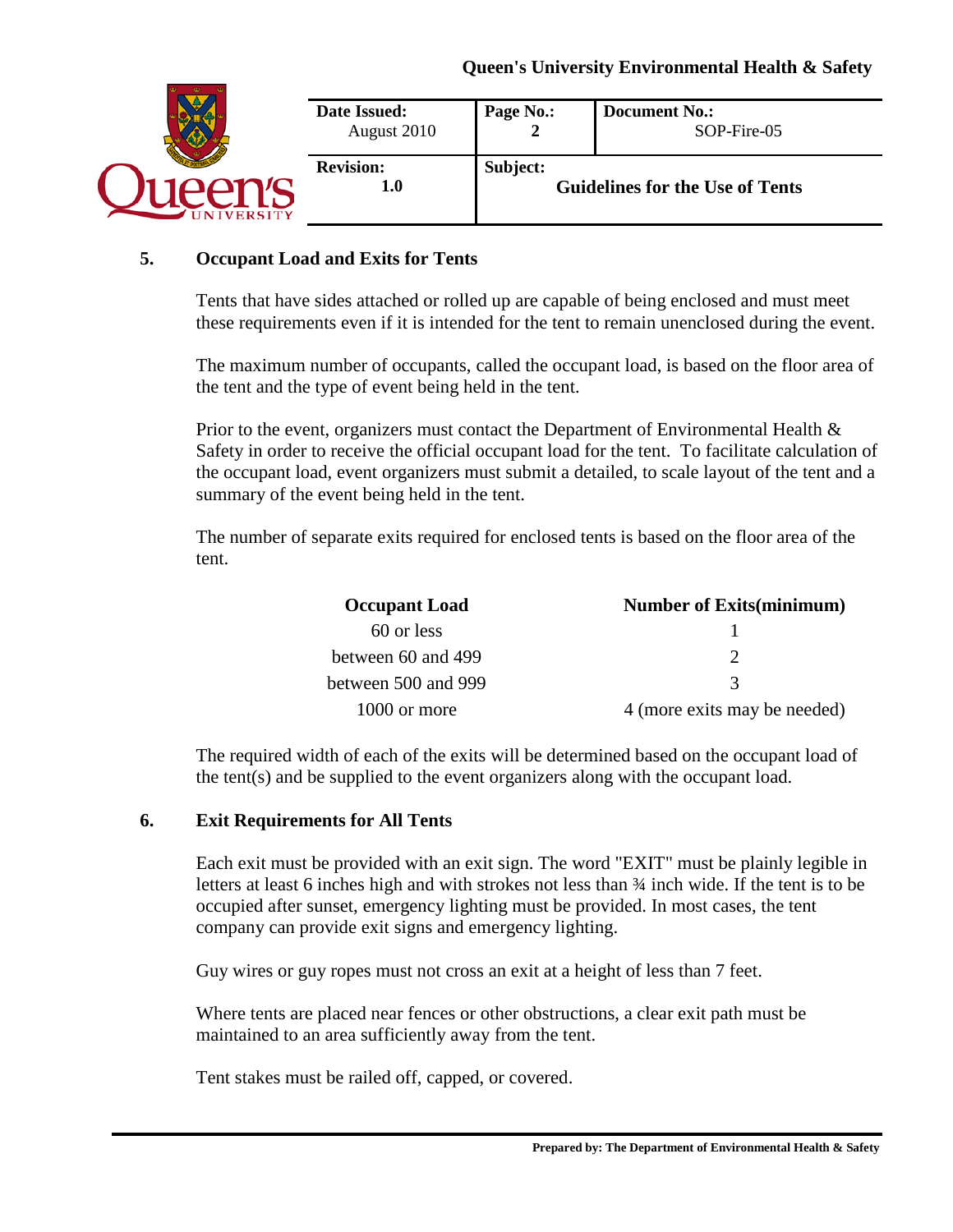## 5. Occupant Load and Exits for Tents

Tents that have sides attached or rolled up are capable of being enclosed and must meet these requirements even if it is intended for the tent to remain unenclosed during the event.

The maximum number of occupants, called the occupant load, is based on the floor area of the tent and the type of event being held in the tent.

Prior to the event, organizers must contact the Department of Environmental Health & Safety in order to receive the official occupant load for the tent. To facilitate calculation of the occupant load, event organizers must submit a detailed, to scale layout of the tent and a summary of the event being held in the tent.

The number of separate exits required for enclosed tents is based on the floor area of the tent.

| Occupant Load | Number of Exits(minimum) |
|---|---|
| 60 or less | 1 |
| between 60 and 499 | 2 |
| between 500 and 999 | 3 |
| 1000 or more | 4 (more exits may be needed) |

The required width of each of the exits will be determined based on the occupant load of the tent(s) and be supplied to the event organizers along with the occupant load.

## 6. Exit Requirements for All Tents

Each exit must be provided with an exit sign. The word "EXIT" must be plainly legible in letters at least 6 inches high and with strokes not less than ¾ inch wide. If the tent is to be occupied after sunset, emergency lighting must be provided. In most cases, the tent company can provide exit signs and emergency lighting.

Guy wires or guy ropes must not cross an exit at a height of less than 7 feet.

Where tents are placed near fences or other obstructions, a clear exit path must be maintained to an area sufficiently away from the tent.

Tent stakes must be railed off, capped, or covered.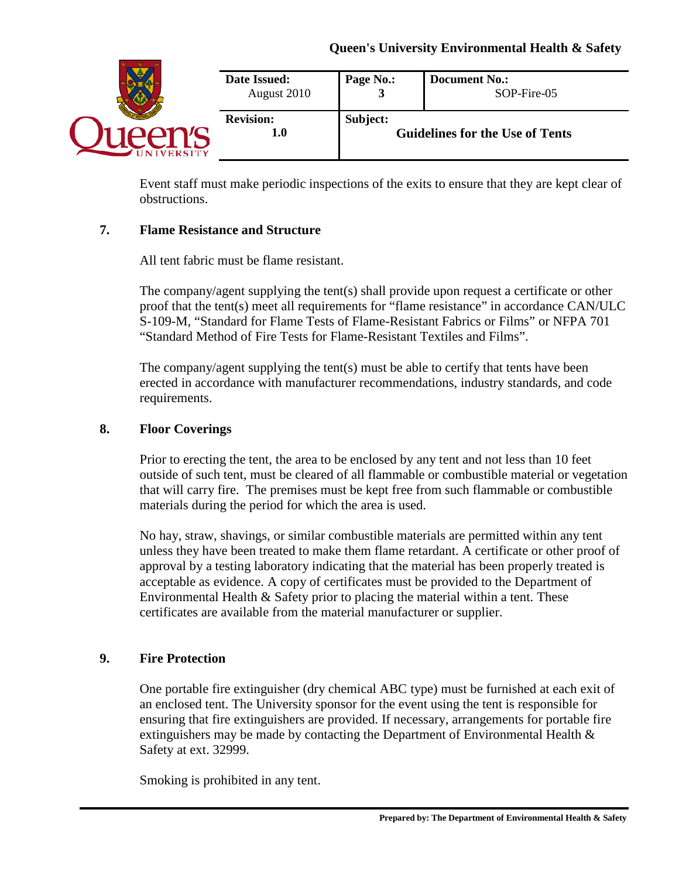Event staff must make periodic inspections of the exits to ensure that they are kept clear of obstructions.

## 7. Flame Resistance and Structure

All tent fabric must be flame resistant.

The company/agent supplying the tent(s) shall provide upon request a certificate or other proof that the tent(s) meet all requirements for "flame resistance" in accordance CAN/ULC S-109-M, "Standard for Flame Tests of Flame-Resistant Fabrics or Films" or NFPA 701 "Standard Method of Fire Tests for Flame-Resistant Textiles and Films".

The company/agent supplying the tent(s) must be able to certify that tents have been erected in accordance with manufacturer recommendations, industry standards, and code requirements.

## 8. Floor Coverings

Prior to erecting the tent, the area to be enclosed by any tent and not less than 10 feet outside of such tent, must be cleared of all flammable or combustible material or vegetation that will carry fire. The premises must be kept free from such flammable or combustible materials during the period for which the area is used.

No hay, straw, shavings, or similar combustible materials are permitted within any tent unless they have been treated to make them flame retardant. A certificate or other proof of approval by a testing laboratory indicating that the material has been properly treated is acceptable as evidence. A copy of certificates must be provided to the Department of Environmental Health & Safety prior to placing the material within a tent. These certificates are available from the material manufacturer or supplier.

## 9. Fire Protection

One portable fire extinguisher (dry chemical ABC type) must be furnished at each exit of an enclosed tent. The University sponsor for the event using the tent is responsible for ensuring that fire extinguishers are provided. If necessary, arrangements for portable fire extinguishers may be made by contacting the Department of Environmental Health & Safety at ext. 32999.

Smoking is prohibited in any tent.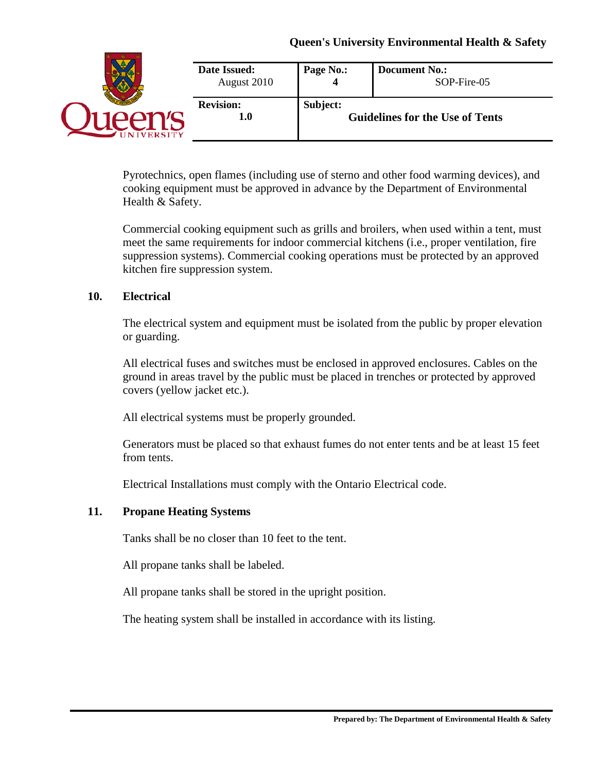Pyrotechnics, open flames (including use of sterno and other food warming devices), and cooking equipment must be approved in advance by the Department of Environmental Health & Safety.

Commercial cooking equipment such as grills and broilers, when used within a tent, must meet the same requirements for indoor commercial kitchens (i.e., proper ventilation, fire suppression systems). Commercial cooking operations must be protected by an approved kitchen fire suppression system.

## 10. Electrical

The electrical system and equipment must be isolated from the public by proper elevation or guarding.

All electrical fuses and switches must be enclosed in approved enclosures. Cables on the ground in areas travel by the public must be placed in trenches or protected by approved covers (yellow jacket etc.).

All electrical systems must be properly grounded.

Generators must be placed so that exhaust fumes do not enter tents and be at least 15 feet from tents.

Electrical Installations must comply with the Ontario Electrical code.

## 11. Propane Heating Systems

Tanks shall be no closer than 10 feet to the tent.

All propane tanks shall be labeled.

All propane tanks shall be stored in the upright position.

The heating system shall be installed in accordance with its listing.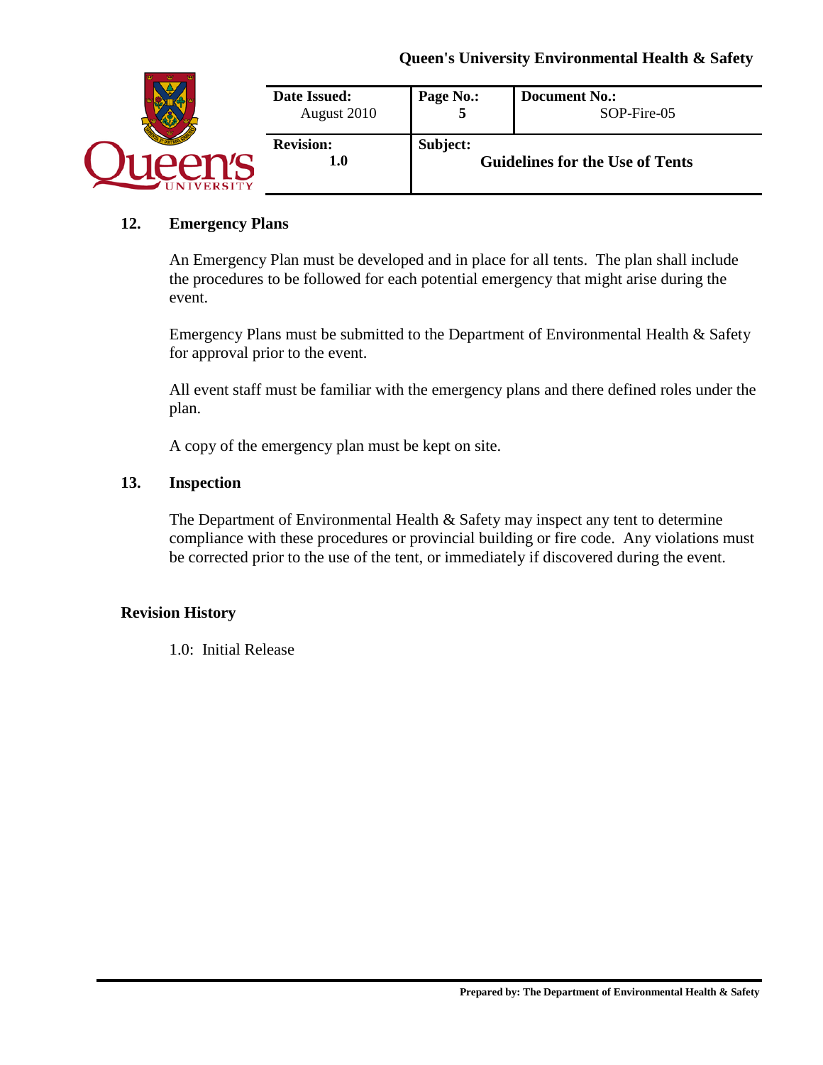## 12. Emergency Plans

An Emergency Plan must be developed and in place for all tents. The plan shall include the procedures to be followed for each potential emergency that might arise during the event.

Emergency Plans must be submitted to the Department of Environmental Health & Safety for approval prior to the event.

All event staff must be familiar with the emergency plans and there defined roles under the plan.

A copy of the emergency plan must be kept on site.

## 13. Inspection

The Department of Environmental Health & Safety may inspect any tent to determine compliance with these procedures or provincial building or fire code. Any violations must be corrected prior to the use of the tent, or immediately if discovered during the event.

## Revision History

1.0: Initial Release